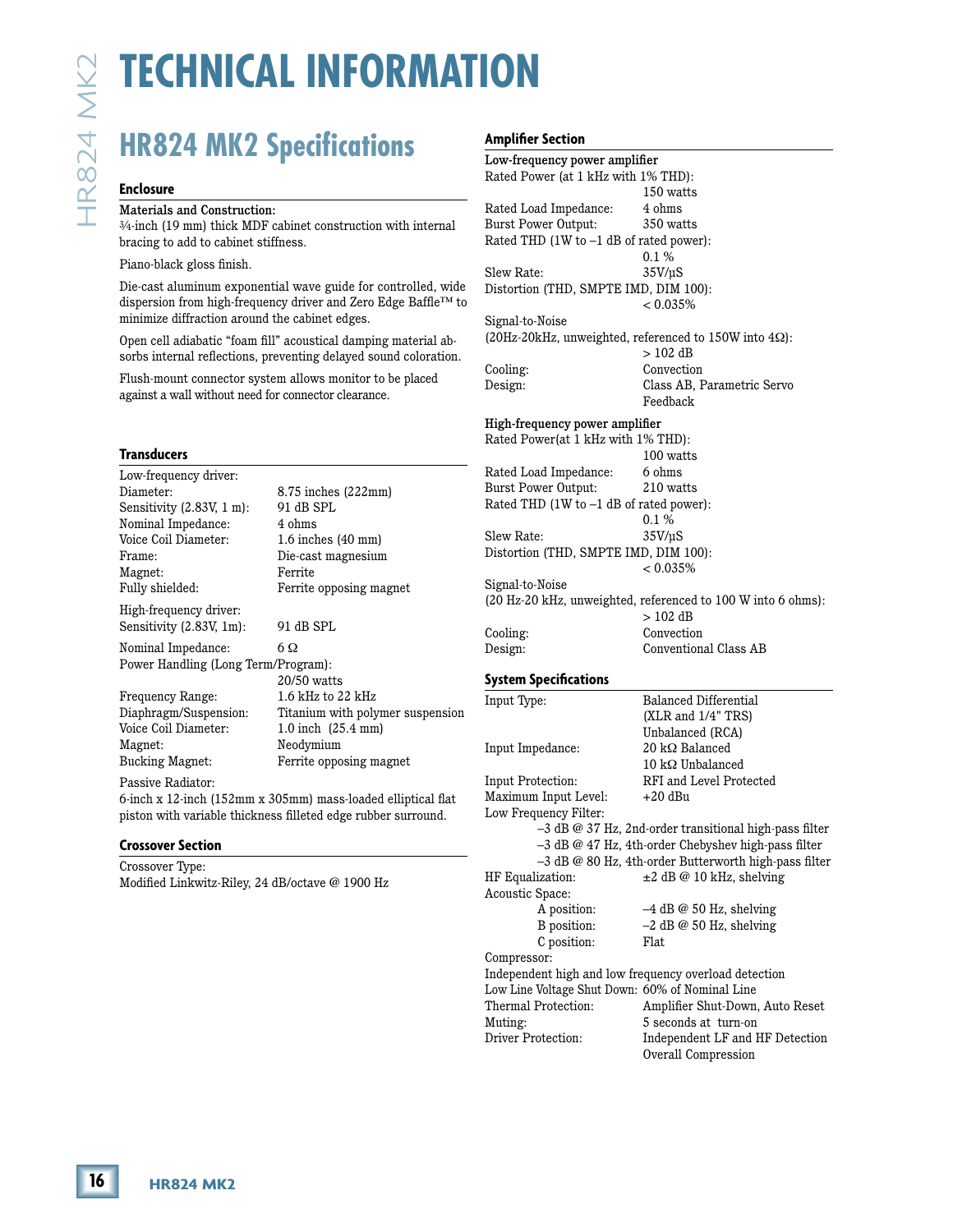# TECHNICAL INFORMATION

## HR824 MK2 Specifications

### Enclosure

**Materials and Construction:**
¾-inch (19 mm) thick MDF cabinet construction with internal bracing to add to cabinet stiffness.

Piano-black gloss finish.

Die-cast aluminum exponential wave guide for controlled, wide dispersion from high-frequency driver and Zero Edge Baffle™ to minimize diffraction around the cabinet edges.

Open cell adiabatic "foam fill" acoustical damping material absorbs internal reflections, preventing delayed sound coloration.

Flush-mount connector system allows monitor to be placed against a wall without need for connector clearance.

### Transducers

Low-frequency driver:

| | |
|---|---|
| Diameter: | 8.75 inches (222mm) |
| Sensitivity (2.83V, 1 m): | 91 dB SPL |
| Nominal Impedance: | 4 ohms |
| Voice Coil Diameter: | 1.6 inches (40 mm) |
| Frame: | Die-cast magnesium |
| Magnet: | Ferrite |
| Fully shielded: | Ferrite opposing magnet |

High-frequency driver:

| | |
|---|---|
| Sensitivity (2.83V, 1m): | 91 dB SPL |
| Nominal Impedance: | 6 Ω |
| Power Handling (Long Term/Program): | 20/50 watts |
| Frequency Range: | 1.6 kHz to 22 kHz |
| Diaphragm/Suspension: | Titanium with polymer suspension |
| Voice Coil Diameter: | 1.0 inch (25.4 mm) |
| Magnet: | Neodymium |
| Bucking Magnet: | Ferrite opposing magnet |

Passive Radiator:
6-inch x 12-inch (152mm x 305mm) mass-loaded elliptical flat piston with variable thickness filleted edge rubber surround.

### Crossover Section

Crossover Type:
Modified Linkwitz-Riley, 24 dB/octave @ 1900 Hz

### Amplifier Section

**Low-frequency power amplifier**

| | |
|---|---|
| Rated Power (at 1 kHz with 1% THD): | 150 watts |
| Rated Load Impedance: | 4 ohms |
| Burst Power Output: | 350 watts |
| Rated THD (1W to –1 dB of rated power): | 0.1 % |
| Slew Rate: | 35V/µS |
| Distortion (THD, SMPTE IMD, DIM 100): | < 0.035% |
| Signal-to-Noise (20Hz-20kHz, unweighted, referenced to 150W into 4Ω): | > 102 dB |
| Cooling: | Convection |
| Design: | Class AB, Parametric Servo Feedback |

**High-frequency power amplifier**

| | |
|---|---|
| Rated Power(at 1 kHz with 1% THD): | 100 watts |
| Rated Load Impedance: | 6 ohms |
| Burst Power Output: | 210 watts |
| Rated THD (1W to –1 dB of rated power): | 0.1 % |
| Slew Rate: | 35V/µS |
| Distortion (THD, SMPTE IMD, DIM 100): | < 0.035% |
| Signal-to-Noise (20 Hz-20 kHz, unweighted, referenced to 100 W into 6 ohms): | > 102 dB |
| Cooling: | Convection |
| Design: | Conventional Class AB |

### System Specifications

| | |
|---|---|
| Input Type: | Balanced Differential (XLR and 1/4" TRS) Unbalanced (RCA) |
| Input Impedance: | 20 kΩ Balanced; 10 kΩ Unbalanced |
| Input Protection: | RFI and Level Protected |
| Maximum Input Level: | +20 dBu |

Low Frequency Filter:
- –3 dB @ 37 Hz, 2nd-order transitional high-pass filter
- –3 dB @ 47 Hz, 4th-order Chebyshev high-pass filter
- –3 dB @ 80 Hz, 4th-order Butterworth high-pass filter

| | |
|---|---|
| HF Equalization: | ±2 dB @ 10 kHz, shelving |

Acoustic Space:

| | |
|---|---|
| A position: | –4 dB @ 50 Hz, shelving |
| B position: | –2 dB @ 50 Hz, shelving |
| C position: | Flat |

Compressor:
Independent high and low frequency overload detection

| | |
|---|---|
| Low Line Voltage Shut Down: | 60% of Nominal Line |
| Thermal Protection: | Amplifier Shut-Down, Auto Reset |
| Muting: | 5 seconds at turn-on |
| Driver Protection: | Independent LF and HF Detection Overall Compression |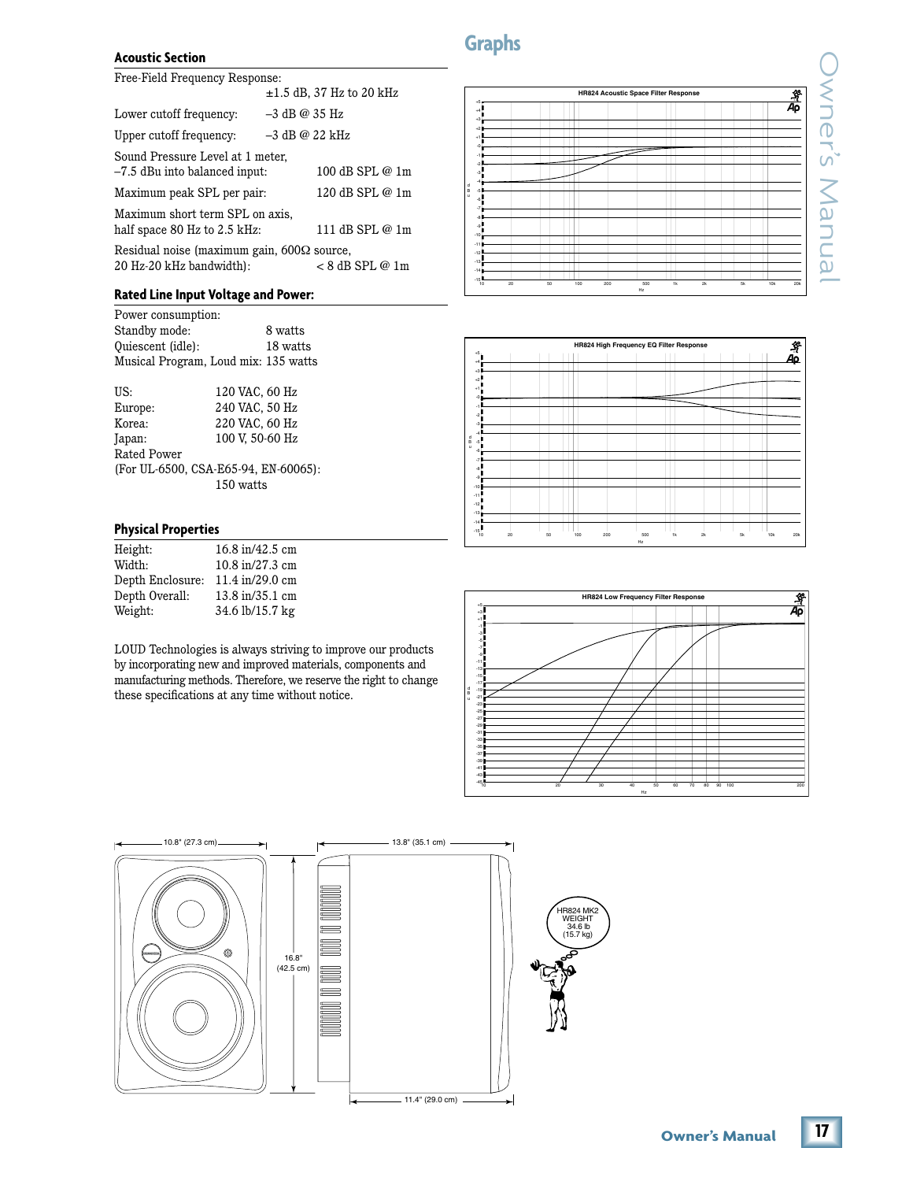## Acoustic Section

| | |
|---|---|
| Free-Field Frequency Response: | ±1.5 dB, 37 Hz to 20 kHz |
| Lower cutoff frequency: | –3 dB @ 35 Hz |
| Upper cutoff frequency: | –3 dB @ 22 kHz |
| Sound Pressure Level at 1 meter, –7.5 dBu into balanced input: | 100 dB SPL @ 1m |
| Maximum peak SPL per pair: | 120 dB SPL @ 1m |
| Maximum short term SPL on axis, half space 80 Hz to 2.5 kHz: | 111 dB SPL @ 1m |
| Residual noise (maximum gain, 600Ω source, 20 Hz-20 kHz bandwidth): | < 8 dB SPL @ 1m |

## Rated Line Input Voltage and Power:

Power consumption:

| | |
|---|---|
| Standby mode: | 8 watts |
| Quiescent (idle): | 18 watts |
| Musical Program, Loud mix: | 135 watts |

| | |
|---|---|
| US: | 120 VAC, 60 Hz |
| Europe: | 240 VAC, 50 Hz |
| Korea: | 220 VAC, 60 Hz |
| Japan: | 100 V, 50-60 Hz |

Rated Power
(For UL-6500, CSA-E65-94, EN-60065):
150 watts

## Physical Properties

| | |
|---|---|
| Height: | 16.8 in/42.5 cm |
| Width: | 10.8 in/27.3 cm |
| Depth Enclosure: | 11.4 in/29.0 cm |
| Depth Overall: | 13.8 in/35.1 cm |
| Weight: | 34.6 lb/15.7 kg |

LOUD Technologies is always striving to improve our products by incorporating new and improved materials, components and manufacturing methods. Therefore, we reserve the right to change these specifications at any time without notice.

## Graphs

HR824 Acoustic Space Filter Response

HR824 High Frequency EQ Filter Response

HR824 Low Frequency Filter Response

10.8" (27.3 cm)

13.8" (35.1 cm)

16.8" (42.5 cm)

11.4" (29.0 cm)

HR824 MK2 WEIGHT 34.6 lb (15.7 kg)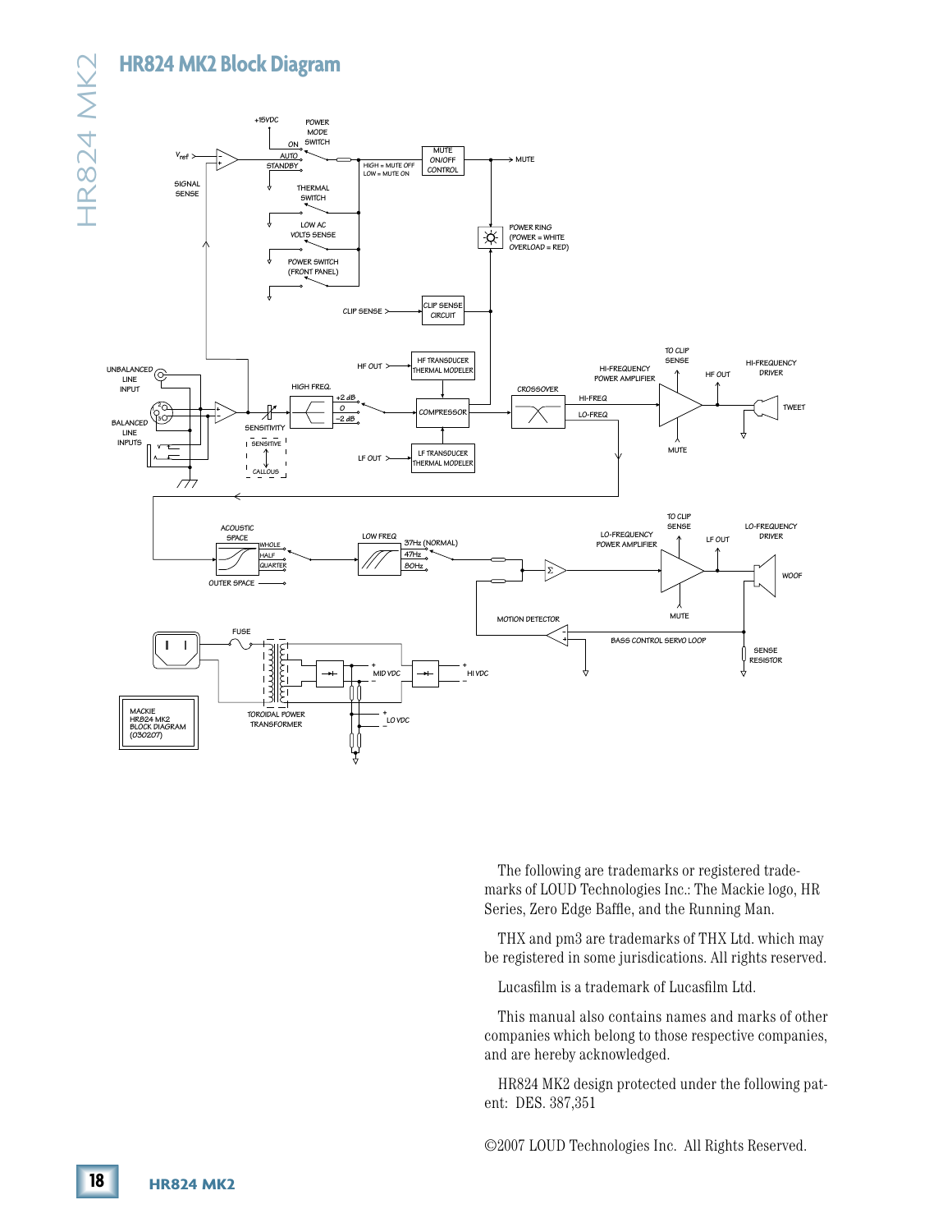# HR824 MK2 Block Diagram

+15VDC
POWER MODE SWITCH
ON
AUTO
STANDBY
Vref
SIGNAL SENSE
HIGH = MUTE OFF
LOW = MUTE ON
MUTE ON/OFF CONTROL
MUTE
THERMAL SWITCH
LOW AC VOLTS SENSE
POWER SWITCH (FRONT PANEL)
POWER RING (POWER = WHITE OVERLOAD = RED)
CLIP SENSE
CLIP SENSE CIRCUIT
UNBALANCED LINE INPUT
BALANCED LINE INPUTS
HIGH FREQ.
+2 dB
0
–2 dB
SENSITIVITY
SENSITIVE
CALLOUS
HF OUT
HF TRANSDUCER THERMAL MODELER
COMPRESSOR
LF OUT
LF TRANSDUCER THERMAL MODELER
CROSSOVER
HI-FREQ
LO-FREQ
HI-FREQUENCY POWER AMPLIFIER
TO CLIP SENSE
HF OUT
MUTE
HI-FREQUENCY DRIVER
TWEET
ACOUSTIC SPACE
WHOLE
HALF
QUARTER
OUTER SPACE
LOW FREQ
37Hz (NORMAL)
47Hz
80Hz
LO-FREQUENCY POWER AMPLIFIER
TO CLIP SENSE
LF OUT
MUTE
LO-FREQUENCY DRIVER
WOOF
MOTION DETECTOR
BASS CONTROL SERVO LOOP
SENSE RESISTOR
FUSE
TOROIDAL POWER TRANSFORMER
MID VDC
HI VDC
LO VDC
MACKIE HR824 MK2 BLOCK DIAGRAM (030207)

The following are trademarks or registered trademarks of LOUD Technologies Inc.: The Mackie logo, HR Series, Zero Edge Baffle, and the Running Man.

THX and pm3 are trademarks of THX Ltd. which may be registered in some jurisdictions. All rights reserved.

Lucasfilm is a trademark of Lucasfilm Ltd.

This manual also contains names and marks of other companies which belong to those respective companies, and are hereby acknowledged.

HR824 MK2 design protected under the following patent: DES. 387,351

©2007 LOUD Technologies Inc. All Rights Reserved.